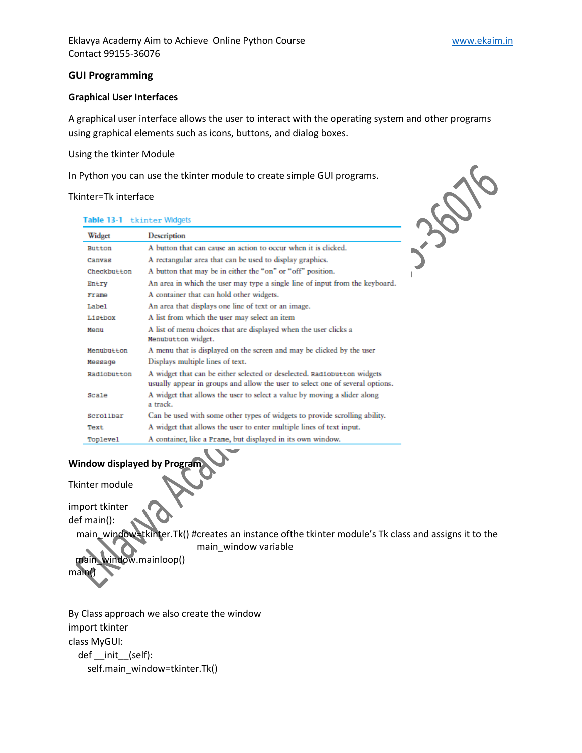## GUI Programming

### Graphical User Interfaces

A graphical user interface allows the user to interact with the operating system and other programs using graphical elements such as icons, buttons, and dialog boxes.

Using the tkinter Module

In Python you can use the tkinter module to create simple GUI programs.

Tkinter=Tk interface

**Table 13-1** tkinter Widgets

| Widget | Description |
|---|---|
| Button | A button that can cause an action to occur when it is clicked. |
| Canvas | A rectangular area that can be used to display graphics. |
| Checkbutton | A button that may be in either the "on" or "off" position. |
| Entry | An area in which the user may type a single line of input from the keyboard. |
| Frame | A container that can hold other widgets. |
| Label | An area that displays one line of text or an image. |
| Listbox | A list from which the user may select an item |
| Menu | A list of menu choices that are displayed when the user clicks a Menubutton widget. |
| Menubutton | A menu that is displayed on the screen and may be clicked by the user |
| Message | Displays multiple lines of text. |
| Radiobutton | A widget that can be either selected or deselected. Radiobutton widgets usually appear in groups and allow the user to select one of several options. |
| Scale | A widget that allows the user to select a value by moving a slider along a track. |
| Scrollbar | Can be used with some other types of widgets to provide scrolling ability. |
| Text | A widget that allows the user to enter multiple lines of text input. |
| Toplevel | A container, like a Frame, but displayed in its own window. |

**Window displayed by Program**

Tkinter module

```
import tkinter
def main():
  main_window=tkinter.Tk() #creates an instance ofthe tkinter module's Tk class and assigns it to the
                            main_window variable
  main_window.mainloop()
main()
```

By Class approach we also create the window

```
import tkinter
class MyGUI:
   def __init__(self):
      self.main_window=tkinter.Tk()
```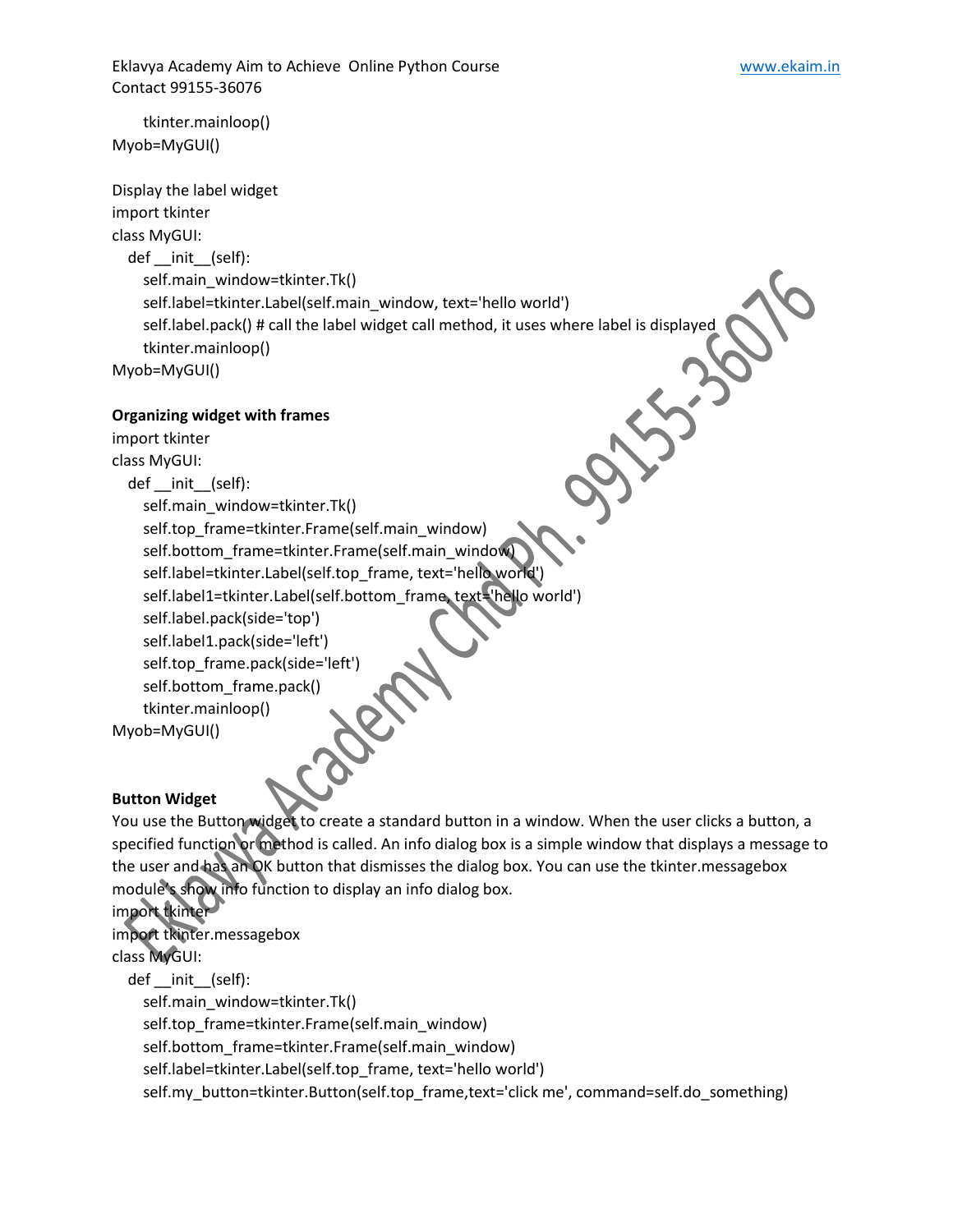```
    tkinter.mainloop()
Myob=MyGUI()
```

Display the label widget

```
import tkinter
class MyGUI:
  def __init__(self):
    self.main_window=tkinter.Tk()
    self.label=tkinter.Label(self.main_window, text='hello world')
    self.label.pack() # call the label widget call method, it uses where label is displayed
    tkinter.mainloop()
Myob=MyGUI()
```

**Organizing widget with frames**

```
import tkinter
class MyGUI:
  def __init__(self):
    self.main_window=tkinter.Tk()
    self.top_frame=tkinter.Frame(self.main_window)
    self.bottom_frame=tkinter.Frame(self.main_window)
    self.label=tkinter.Label(self.top_frame, text='hello world')
    self.label1=tkinter.Label(self.bottom_frame, text='hello world')
    self.label.pack(side='top')
    self.label1.pack(side='left')
    self.top_frame.pack(side='left')
    self.bottom_frame.pack()
    tkinter.mainloop()
Myob=MyGUI()
```

**Button Widget**

You use the Button widget to create a standard button in a window. When the user clicks a button, a specified function or method is called. An info dialog box is a simple window that displays a message to the user and has an OK button that dismisses the dialog box. You can use the tkinter.messagebox module's show info function to display an info dialog box.

```
import tkinter
import tkinter.messagebox
class MyGUI:
  def __init__(self):
    self.main_window=tkinter.Tk()
    self.top_frame=tkinter.Frame(self.main_window)
    self.bottom_frame=tkinter.Frame(self.main_window)
    self.label=tkinter.Label(self.top_frame, text='hello world')
    self.my_button=tkinter.Button(self.top_frame,text='click me', command=self.do_something)
```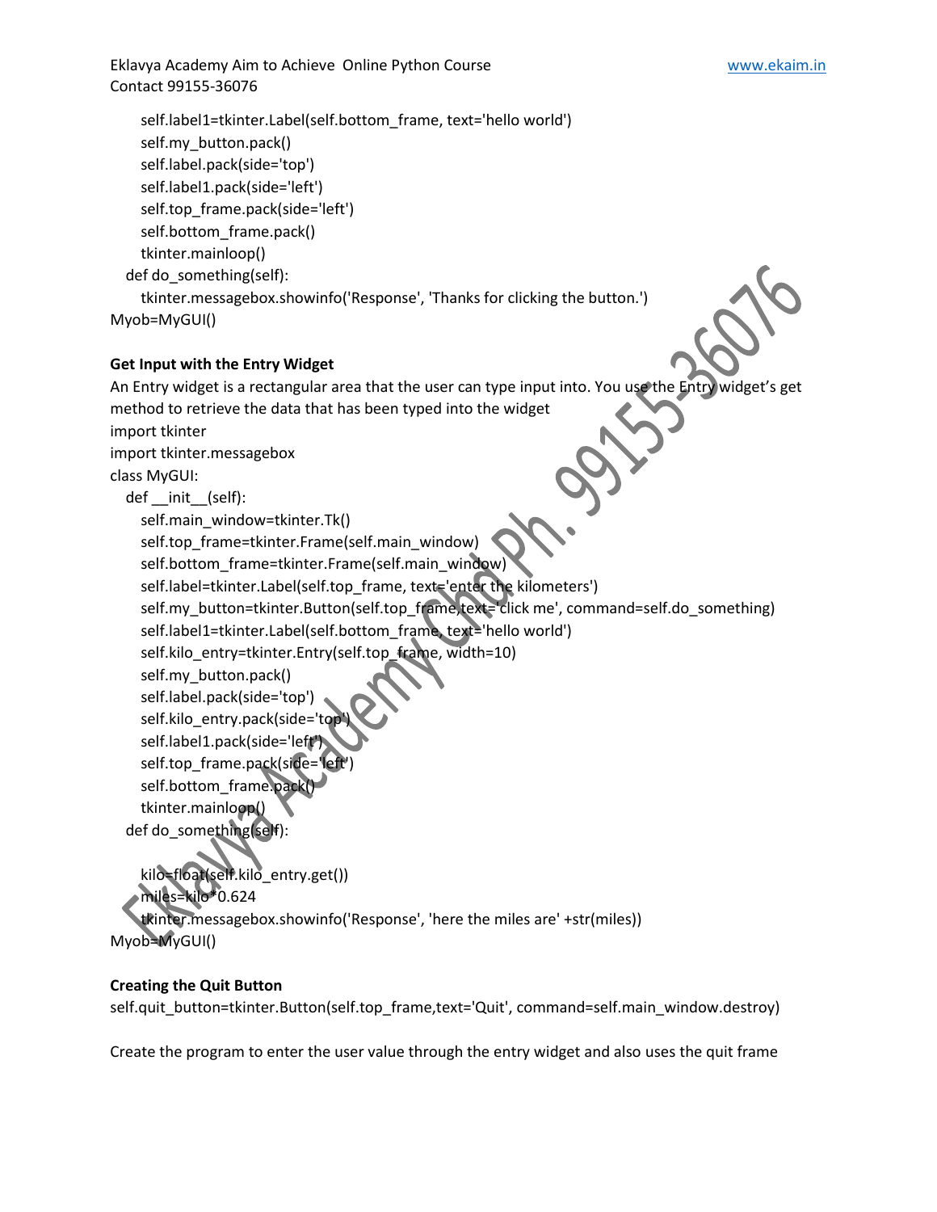```
        self.label1=tkinter.Label(self.bottom_frame, text='hello world')
        self.my_button.pack()
        self.label.pack(side='top')
        self.label1.pack(side='left')
        self.top_frame.pack(side='left')
        self.bottom_frame.pack()
        tkinter.mainloop()
    def do_something(self):
        tkinter.messagebox.showinfo('Response', 'Thanks for clicking the button.')
Myob=MyGUI()
```

**Get Input with the Entry Widget**

An Entry widget is a rectangular area that the user can type input into. You use the Entry widget's get method to retrieve the data that has been typed into the widget

```
import tkinter
import tkinter.messagebox
class MyGUI:
    def __init__(self):
        self.main_window=tkinter.Tk()
        self.top_frame=tkinter.Frame(self.main_window)
        self.bottom_frame=tkinter.Frame(self.main_window)
        self.label=tkinter.Label(self.top_frame, text='enter the kilometers')
        self.my_button=tkinter.Button(self.top_frame,text='click me', command=self.do_something)
        self.label1=tkinter.Label(self.bottom_frame, text='hello world')
        self.kilo_entry=tkinter.Entry(self.top_frame, width=10)
        self.my_button.pack()
        self.label.pack(side='top')
        self.kilo_entry.pack(side='top')
        self.label1.pack(side='left')
        self.top_frame.pack(side='left')
        self.bottom_frame.pack()
        tkinter.mainloop()
    def do_something(self):

        kilo=float(self.kilo_entry.get())
        miles=kilo*0.624
        tkinter.messagebox.showinfo('Response', 'here the miles are' +str(miles))
Myob=MyGUI()
```

**Creating the Quit Button**

```
self.quit_button=tkinter.Button(self.top_frame,text='Quit', command=self.main_window.destroy)
```

Create the program to enter the user value through the entry widget and also uses the quit frame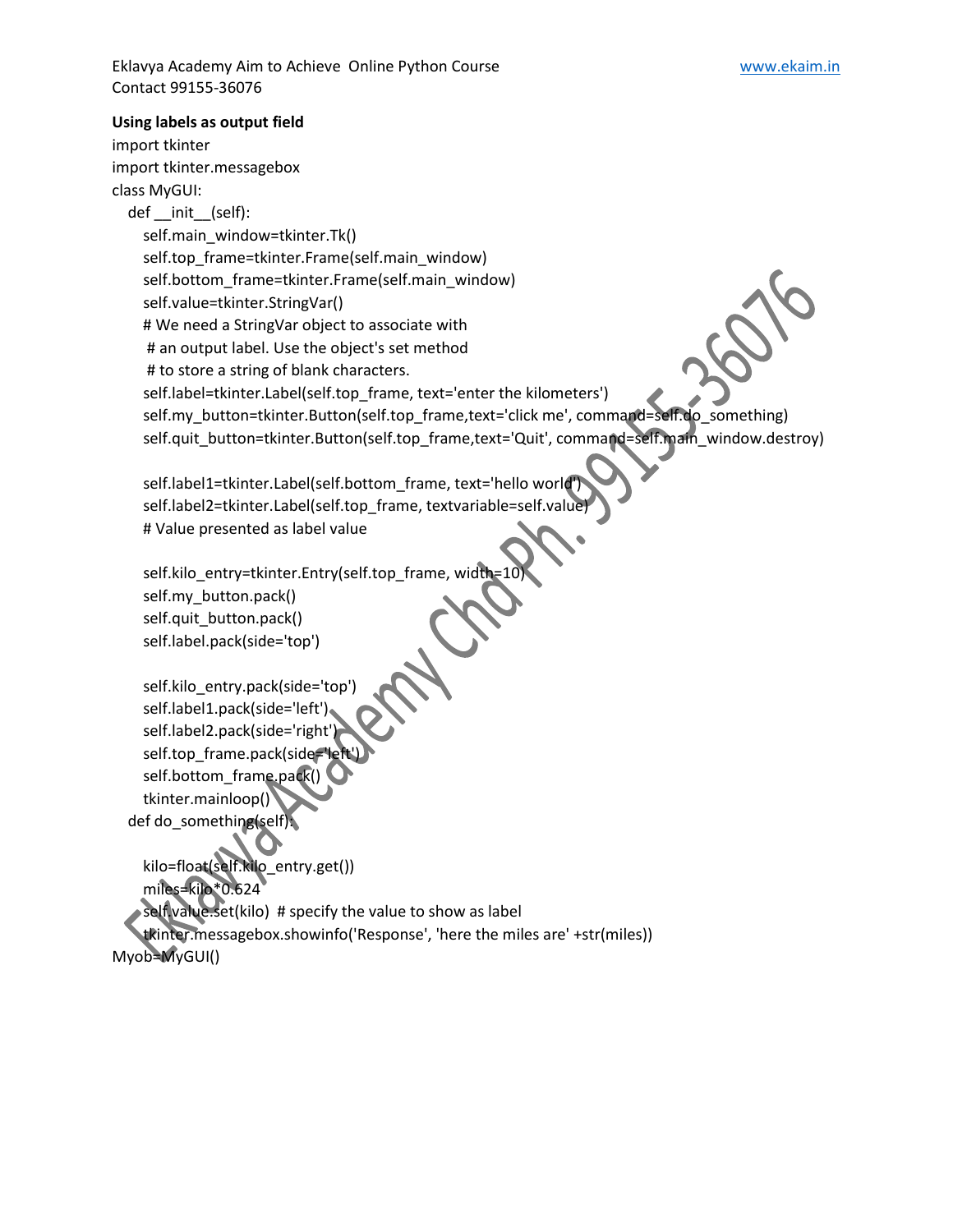**Using labels as output field**

```
import tkinter
import tkinter.messagebox
class MyGUI:
    def __init__(self):
        self.main_window=tkinter.Tk()
        self.top_frame=tkinter.Frame(self.main_window)
        self.bottom_frame=tkinter.Frame(self.main_window)
        self.value=tkinter.StringVar()
        # We need a StringVar object to associate with
        # an output label. Use the object's set method
        # to store a string of blank characters.
        self.label=tkinter.Label(self.top_frame, text='enter the kilometers')
        self.my_button=tkinter.Button(self.top_frame,text='click me', command=self.do_something)
        self.quit_button=tkinter.Button(self.top_frame,text='Quit', command=self.main_window.destroy)

        self.label1=tkinter.Label(self.bottom_frame, text='hello world')
        self.label2=tkinter.Label(self.top_frame, textvariable=self.value)
        # Value presented as label value

        self.kilo_entry=tkinter.Entry(self.top_frame, width=10)
        self.my_button.pack()
        self.quit_button.pack()
        self.label.pack(side='top')

        self.kilo_entry.pack(side='top')
        self.label1.pack(side='left')
        self.label2.pack(side='right')
        self.top_frame.pack(side='left')
        self.bottom_frame.pack()
        tkinter.mainloop()
    def do_something(self):

        kilo=float(self.kilo_entry.get())
        miles=kilo*0.624
        self.value.set(kilo)  # specify the value to show as label
        tkinter.messagebox.showinfo('Response', 'here the miles are' +str(miles))
Myob=MyGUI()
```